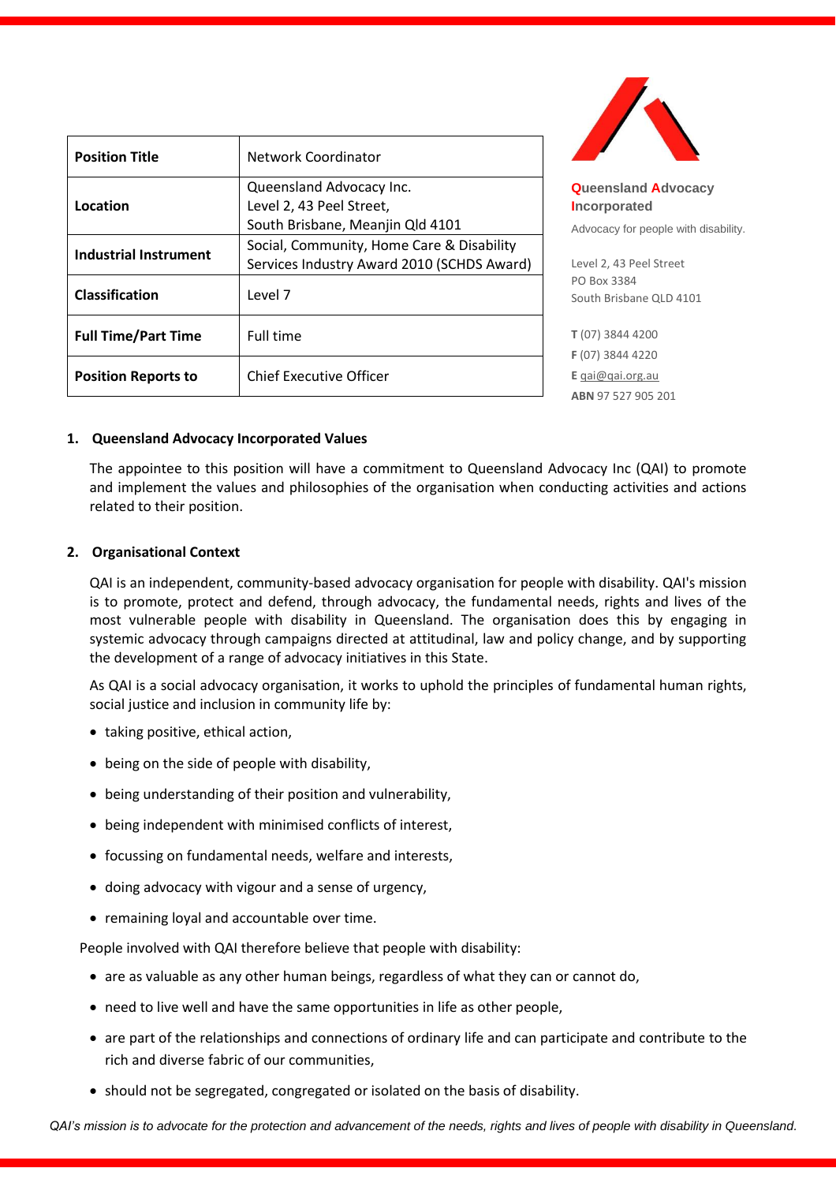| Position Title | Network Coordinator |
|---|---|
| Location | Queensland Advocacy Inc.<br>Level 2, 43 Peel Street,<br>South Brisbane, Meanjin Qld 4101 |
| Industrial Instrument | Social, Community, Home Care & Disability Services Industry Award 2010 (SCHDS Award) |
| Classification | Level 7 |
| Full Time/Part Time | Full time |
| Position Reports to | Chief Executive Officer |

**Queensland Advocacy Incorporated**

Advocacy for people with disability.

Level 2, 43 Peel Street
PO Box 3384
South Brisbane QLD 4101

**T** (07) 3844 4200
**F** (07) 3844 4220
**E** qai@qai.org.au
**ABN** 97 527 905 201

## 1. Queensland Advocacy Incorporated Values

The appointee to this position will have a commitment to Queensland Advocacy Inc (QAI) to promote and implement the values and philosophies of the organisation when conducting activities and actions related to their position.

## 2. Organisational Context

QAI is an independent, community-based advocacy organisation for people with disability. QAI's mission is to promote, protect and defend, through advocacy, the fundamental needs, rights and lives of the most vulnerable people with disability in Queensland. The organisation does this by engaging in systemic advocacy through campaigns directed at attitudinal, law and policy change, and by supporting the development of a range of advocacy initiatives in this State.

As QAI is a social advocacy organisation, it works to uphold the principles of fundamental human rights, social justice and inclusion in community life by:

- taking positive, ethical action,
- being on the side of people with disability,
- being understanding of their position and vulnerability,
- being independent with minimised conflicts of interest,
- focussing on fundamental needs, welfare and interests,
- doing advocacy with vigour and a sense of urgency,
- remaining loyal and accountable over time.

People involved with QAI therefore believe that people with disability:

- are as valuable as any other human beings, regardless of what they can or cannot do,
- need to live well and have the same opportunities in life as other people,
- are part of the relationships and connections of ordinary life and can participate and contribute to the rich and diverse fabric of our communities,
- should not be segregated, congregated or isolated on the basis of disability.

*QAI's mission is to advocate for the protection and advancement of the needs, rights and lives of people with disability in Queensland.*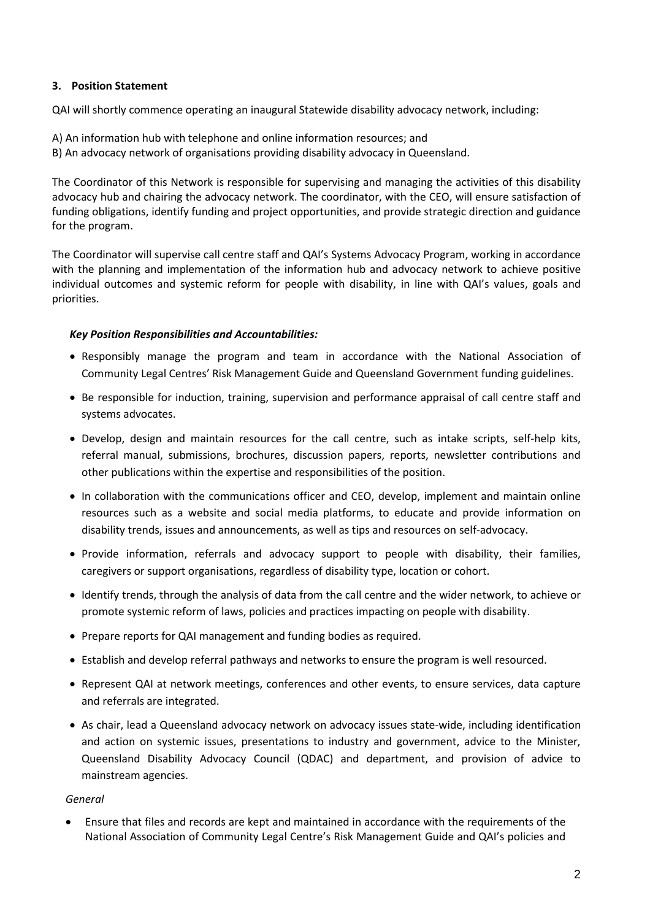### 3. Position Statement

QAI will shortly commence operating an inaugural Statewide disability advocacy network, including:

A) An information hub with telephone and online information resources; and
B) An advocacy network of organisations providing disability advocacy in Queensland.

The Coordinator of this Network is responsible for supervising and managing the activities of this disability advocacy hub and chairing the advocacy network. The coordinator, with the CEO, will ensure satisfaction of funding obligations, identify funding and project opportunities, and provide strategic direction and guidance for the program.

The Coordinator will supervise call centre staff and QAI's Systems Advocacy Program, working in accordance with the planning and implementation of the information hub and advocacy network to achieve positive individual outcomes and systemic reform for people with disability, in line with QAI's values, goals and priorities.

***Key Position Responsibilities and Accountabilities:***

- Responsibly manage the program and team in accordance with the National Association of Community Legal Centres' Risk Management Guide and Queensland Government funding guidelines.
- Be responsible for induction, training, supervision and performance appraisal of call centre staff and systems advocates.
- Develop, design and maintain resources for the call centre, such as intake scripts, self-help kits, referral manual, submissions, brochures, discussion papers, reports, newsletter contributions and other publications within the expertise and responsibilities of the position.
- In collaboration with the communications officer and CEO, develop, implement and maintain online resources such as a website and social media platforms, to educate and provide information on disability trends, issues and announcements, as well as tips and resources on self-advocacy.
- Provide information, referrals and advocacy support to people with disability, their families, caregivers or support organisations, regardless of disability type, location or cohort.
- Identify trends, through the analysis of data from the call centre and the wider network, to achieve or promote systemic reform of laws, policies and practices impacting on people with disability.
- Prepare reports for QAI management and funding bodies as required.
- Establish and develop referral pathways and networks to ensure the program is well resourced.
- Represent QAI at network meetings, conferences and other events, to ensure services, data capture and referrals are integrated.
- As chair, lead a Queensland advocacy network on advocacy issues state-wide, including identification and action on systemic issues, presentations to industry and government, advice to the Minister, Queensland Disability Advocacy Council (QDAC) and department, and provision of advice to mainstream agencies.

*General*

- Ensure that files and records are kept and maintained in accordance with the requirements of the National Association of Community Legal Centre's Risk Management Guide and QAI's policies and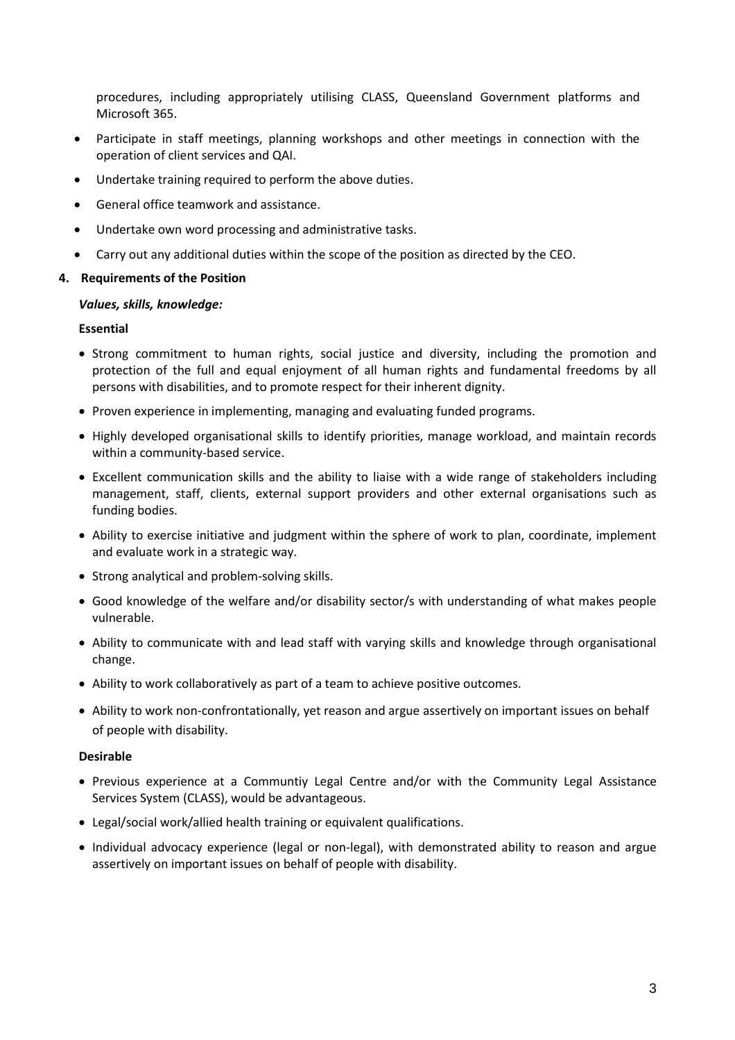procedures, including appropriately utilising CLASS, Queensland Government platforms and Microsoft 365.

- Participate in staff meetings, planning workshops and other meetings in connection with the operation of client services and QAI.
- Undertake training required to perform the above duties.
- General office teamwork and assistance.
- Undertake own word processing and administrative tasks.
- Carry out any additional duties within the scope of the position as directed by the CEO.

**4. Requirements of the Position**

***Values, skills, knowledge:***

**Essential**

- Strong commitment to human rights, social justice and diversity, including the promotion and protection of the full and equal enjoyment of all human rights and fundamental freedoms by all persons with disabilities, and to promote respect for their inherent dignity.
- Proven experience in implementing, managing and evaluating funded programs.
- Highly developed organisational skills to identify priorities, manage workload, and maintain records within a community-based service.
- Excellent communication skills and the ability to liaise with a wide range of stakeholders including management, staff, clients, external support providers and other external organisations such as funding bodies.
- Ability to exercise initiative and judgment within the sphere of work to plan, coordinate, implement and evaluate work in a strategic way.
- Strong analytical and problem-solving skills.
- Good knowledge of the welfare and/or disability sector/s with understanding of what makes people vulnerable.
- Ability to communicate with and lead staff with varying skills and knowledge through organisational change.
- Ability to work collaboratively as part of a team to achieve positive outcomes.
- Ability to work non-confrontationally, yet reason and argue assertively on important issues on behalf of people with disability.

**Desirable**

- Previous experience at a Communtiy Legal Centre and/or with the Community Legal Assistance Services System (CLASS), would be advantageous.
- Legal/social work/allied health training or equivalent qualifications.
- Individual advocacy experience (legal or non-legal), with demonstrated ability to reason and argue assertively on important issues on behalf of people with disability.